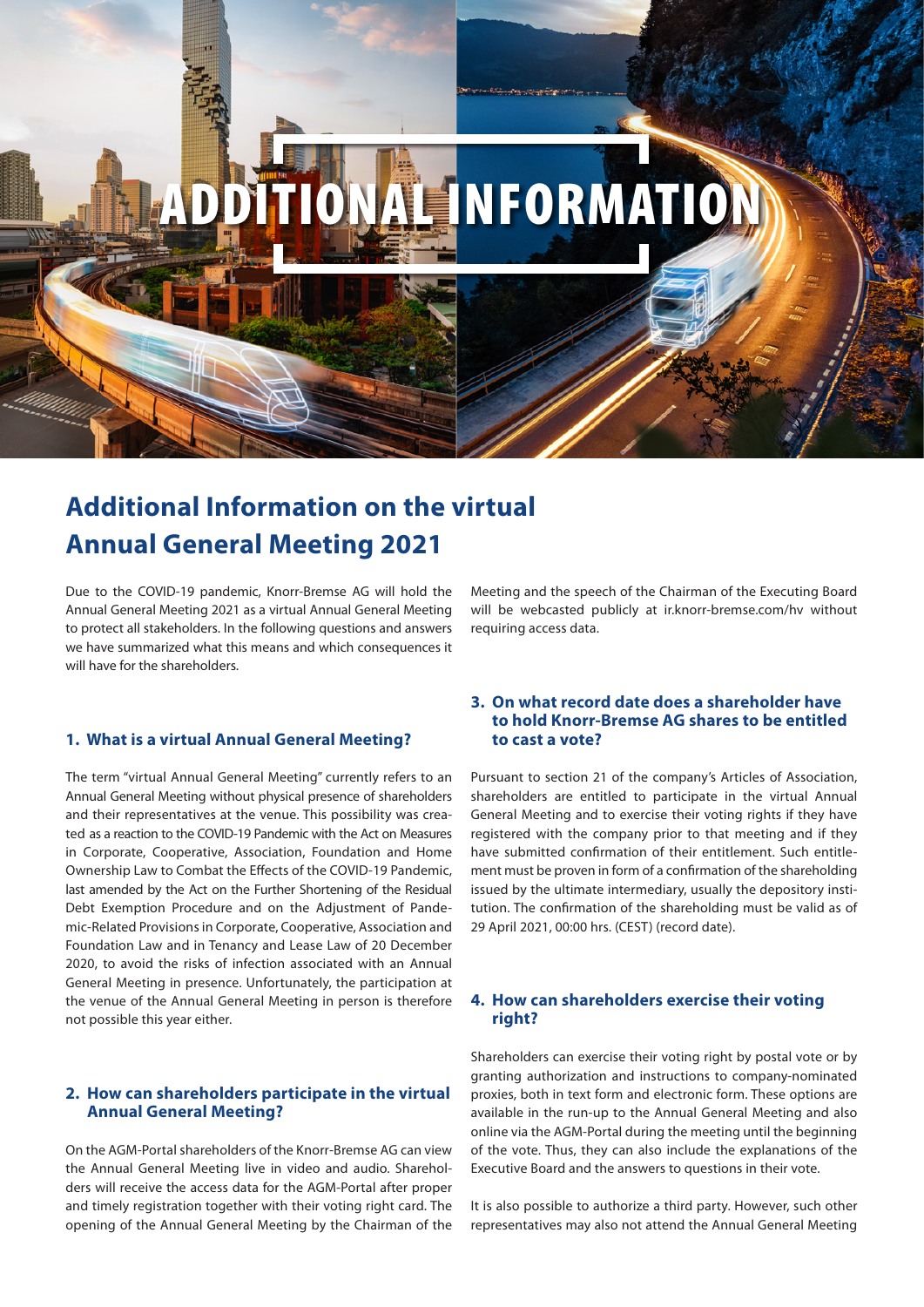# ADDITIONAL INFORMATION

## Additional Information on the virtual Annual General Meeting 2021

Due to the COVID-19 pandemic, Knorr-Bremse AG will hold the Annual General Meeting 2021 as a virtual Annual General Meeting to protect all stakeholders. In the following questions and answers we have summarized what this means and which consequences it will have for the shareholders.

### 1. What is a virtual Annual General Meeting?

The term "virtual Annual General Meeting" currently refers to an Annual General Meeting without physical presence of shareholders and their representatives at the venue. This possibility was created as a reaction to the COVID-19 Pandemic with the Act on Measures in Corporate, Cooperative, Association, Foundation and Home Ownership Law to Combat the Effects of the COVID-19 Pandemic, last amended by the Act on the Further Shortening of the Residual Debt Exemption Procedure and on the Adjustment of Pandemic-Related Provisions in Corporate, Cooperative, Association and Foundation Law and in Tenancy and Lease Law of 20 December 2020, to avoid the risks of infection associated with an Annual General Meeting in presence. Unfortunately, the participation at the venue of the Annual General Meeting in person is therefore not possible this year either.

### 2. How can shareholders participate in the virtual Annual General Meeting?

On the AGM-Portal shareholders of the Knorr-Bremse AG can view the Annual General Meeting live in video and audio. Shareholders will receive the access data for the AGM-Portal after proper and timely registration together with their voting right card. The opening of the Annual General Meeting by the Chairman of the Meeting and the speech of the Chairman of the Executing Board will be webcasted publicly at ir.knorr-bremse.com/hv without requiring access data.

### 3. On what record date does a shareholder have to hold Knorr-Bremse AG shares to be entitled to cast a vote?

Pursuant to section 21 of the company's Articles of Association, shareholders are entitled to participate in the virtual Annual General Meeting and to exercise their voting rights if they have registered with the company prior to that meeting and if they have submitted confirmation of their entitlement. Such entitlement must be proven in form of a confirmation of the shareholding issued by the ultimate intermediary, usually the depository institution. The confirmation of the shareholding must be valid as of 29 April 2021, 00:00 hrs. (CEST) (record date).

### 4. How can shareholders exercise their voting right?

Shareholders can exercise their voting right by postal vote or by granting authorization and instructions to company-nominated proxies, both in text form and electronic form. These options are available in the run-up to the Annual General Meeting and also online via the AGM-Portal during the meeting until the beginning of the vote. Thus, they can also include the explanations of the Executive Board and the answers to questions in their vote.

It is also possible to authorize a third party. However, such other representatives may also not attend the Annual General Meeting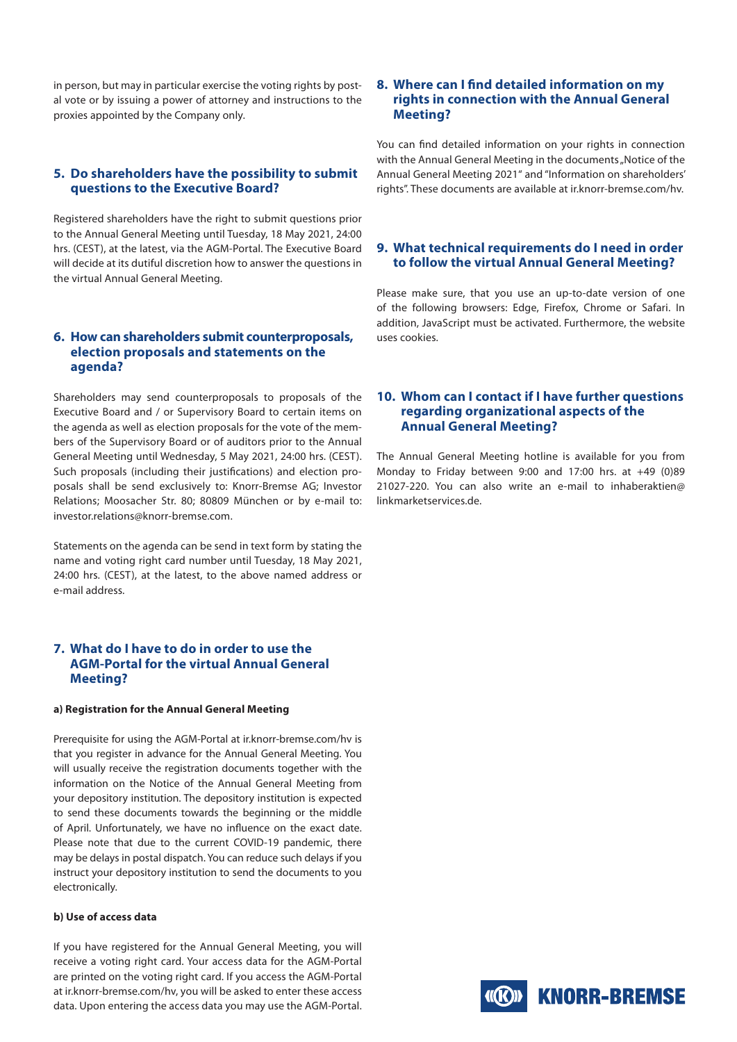in person, but may in particular exercise the voting rights by postal vote or by issuing a power of attorney and instructions to the proxies appointed by the Company only.

## 5. Do shareholders have the possibility to submit questions to the Executive Board?

Registered shareholders have the right to submit questions prior to the Annual General Meeting until Tuesday, 18 May 2021, 24:00 hrs. (CEST), at the latest, via the AGM-Portal. The Executive Board will decide at its dutiful discretion how to answer the questions in the virtual Annual General Meeting.

## 6. How can shareholders submit counterproposals, election proposals and statements on the agenda?

Shareholders may send counterproposals to proposals of the Executive Board and / or Supervisory Board to certain items on the agenda as well as election proposals for the vote of the members of the Supervisory Board or of auditors prior to the Annual General Meeting until Wednesday, 5 May 2021, 24:00 hrs. (CEST). Such proposals (including their justifications) and election proposals shall be send exclusively to: Knorr-Bremse AG; Investor Relations; Moosacher Str. 80; 80809 München or by e-mail to: investor.relations@knorr-bremse.com.

Statements on the agenda can be send in text form by stating the name and voting right card number until Tuesday, 18 May 2021, 24:00 hrs. (CEST), at the latest, to the above named address or e-mail address.

## 7. What do I have to do in order to use the AGM-Portal for the virtual Annual General Meeting?

**a) Registration for the Annual General Meeting**

Prerequisite for using the AGM-Portal at ir.knorr-bremse.com/hv is that you register in advance for the Annual General Meeting. You will usually receive the registration documents together with the information on the Notice of the Annual General Meeting from your depository institution. The depository institution is expected to send these documents towards the beginning or the middle of April. Unfortunately, we have no influence on the exact date. Please note that due to the current COVID-19 pandemic, there may be delays in postal dispatch. You can reduce such delays if you instruct your depository institution to send the documents to you electronically.

**b) Use of access data**

If you have registered for the Annual General Meeting, you will receive a voting right card. Your access data for the AGM-Portal are printed on the voting right card. If you access the AGM-Portal at ir.knorr-bremse.com/hv, you will be asked to enter these access data. Upon entering the access data you may use the AGM-Portal.

## 8. Where can I find detailed information on my rights in connection with the Annual General Meeting?

You can find detailed information on your rights in connection with the Annual General Meeting in the documents „Notice of the Annual General Meeting 2021" and "Information on shareholders' rights". These documents are available at ir.knorr-bremse.com/hv.

## 9. What technical requirements do I need in order to follow the virtual Annual General Meeting?

Please make sure, that you use an up-to-date version of one of the following browsers: Edge, Firefox, Chrome or Safari. In addition, JavaScript must be activated. Furthermore, the website uses cookies.

## 10. Whom can I contact if I have further questions regarding organizational aspects of the Annual General Meeting?

The Annual General Meeting hotline is available for you from Monday to Friday between 9:00 and 17:00 hrs. at +49 (0)89 21027-220. You can also write an e-mail to inhaberaktien@linkmarketservices.de.